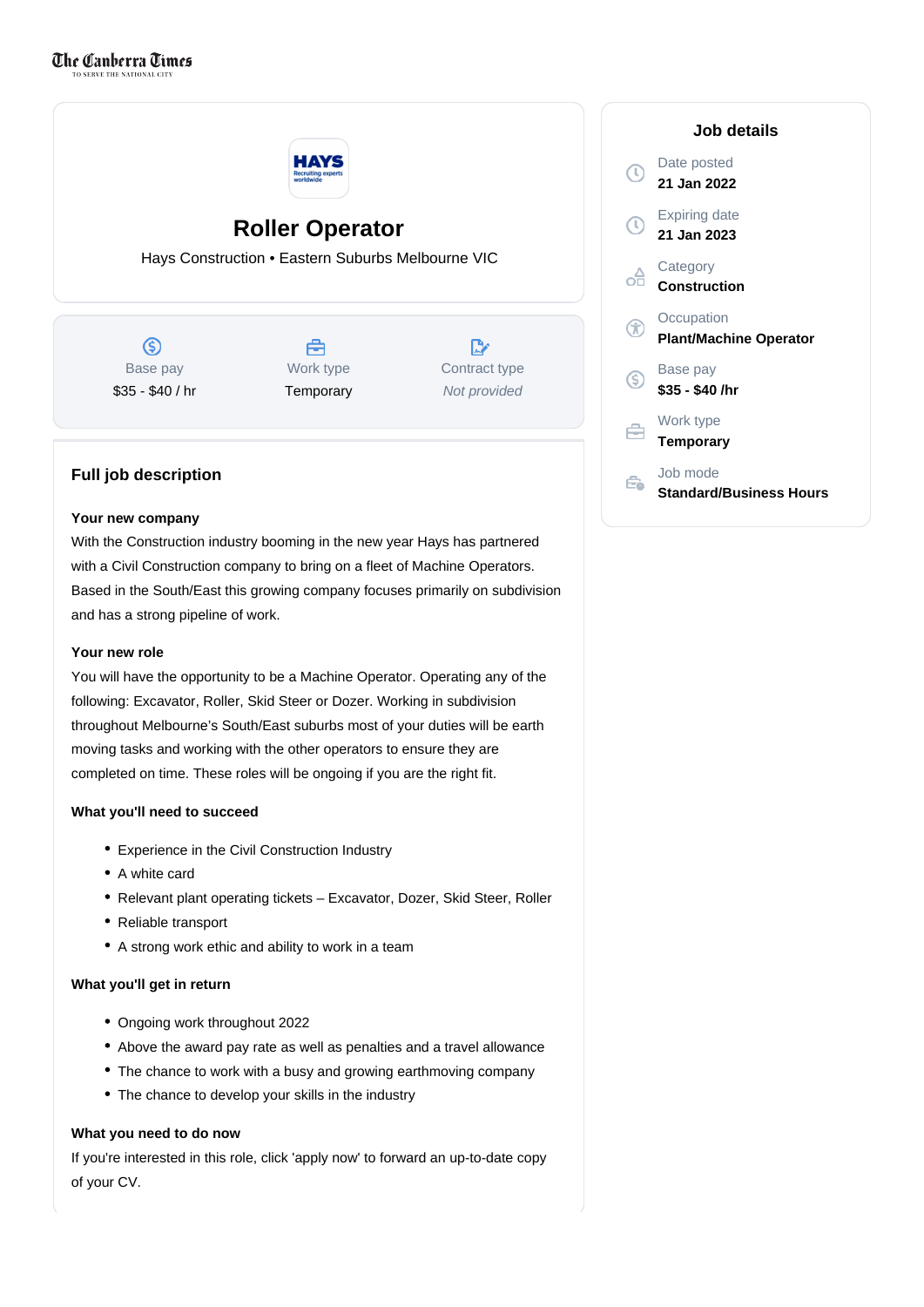The Canberra Times

TO SERVE THE NATIONAL CITY

# Roller Operator

Hays Construction • Eastern Suburbs Melbourne VIC

| Base pay | Work type | Contract type |
|---|---|---|
| $35 - $40 / hr | Temporary | *Not provided* |

## Full job description

**Your new company**

With the Construction industry booming in the new year Hays has partnered with a Civil Construction company to bring on a fleet of Machine Operators. Based in the South/East this growing company focuses primarily on subdivision and has a strong pipeline of work.

**Your new role**

You will have the opportunity to be a Machine Operator. Operating any of the following: Excavator, Roller, Skid Steer or Dozer. Working in subdivision throughout Melbourne's South/East suburbs most of your duties will be earth moving tasks and working with the other operators to ensure they are completed on time. These roles will be ongoing if you are the right fit.

**What you'll need to succeed**

- Experience in the Civil Construction Industry
- A white card
- Relevant plant operating tickets – Excavator, Dozer, Skid Steer, Roller
- Reliable transport
- A strong work ethic and ability to work in a team

**What you'll get in return**

- Ongoing work throughout 2022
- Above the award pay rate as well as penalties and a travel allowance
- The chance to work with a busy and growing earthmoving company
- The chance to develop your skills in the industry

**What you need to do now**

If you're interested in this role, click 'apply now' to forward an up-to-date copy of your CV.

## Job details

Date posted
**21 Jan 2022**

Expiring date
**21 Jan 2023**

Category
**Construction**

Occupation
**Plant/Machine Operator**

Base pay
**$35 - $40 /hr**

Work type
**Temporary**

Job mode
**Standard/Business Hours**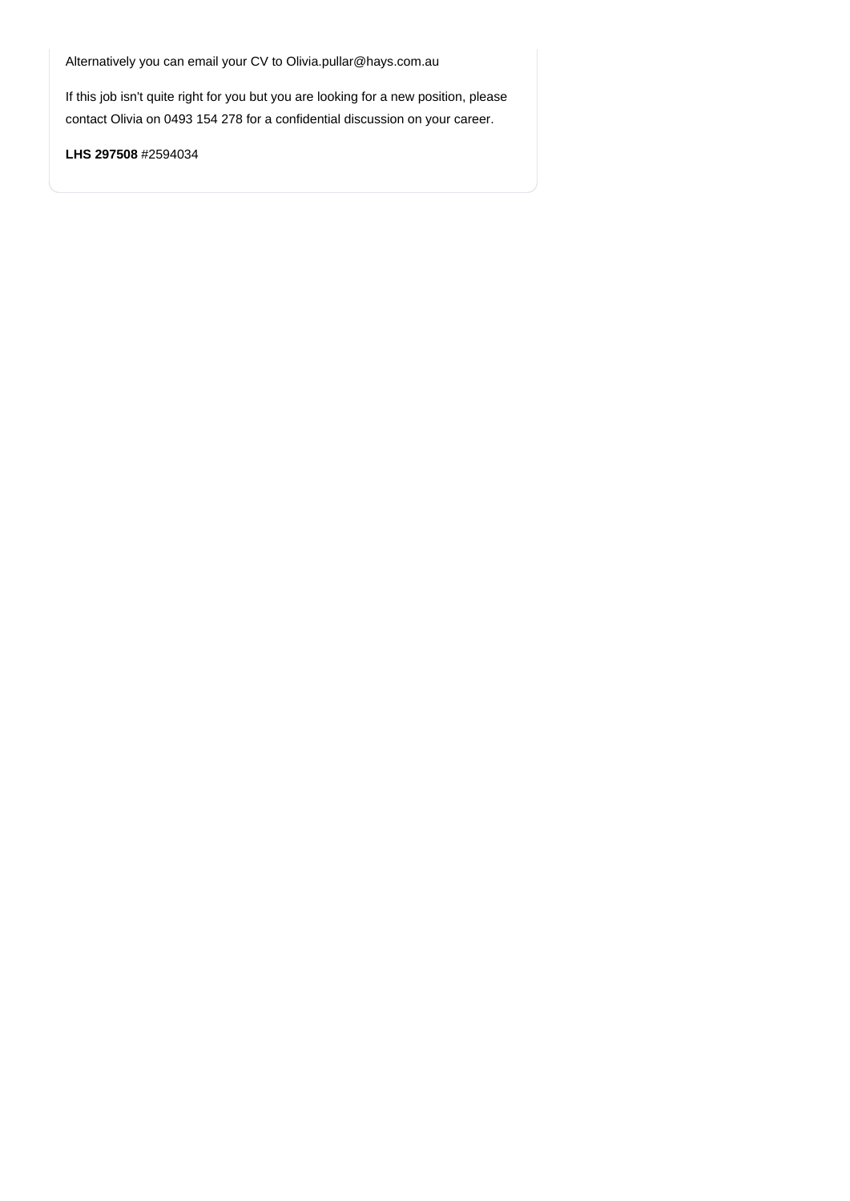Alternatively you can email your CV to Olivia.pullar@hays.com.au

If this job isn't quite right for you but you are looking for a new position, please contact Olivia on 0493 154 278 for a confidential discussion on your career.

**LHS 297508** #2594034